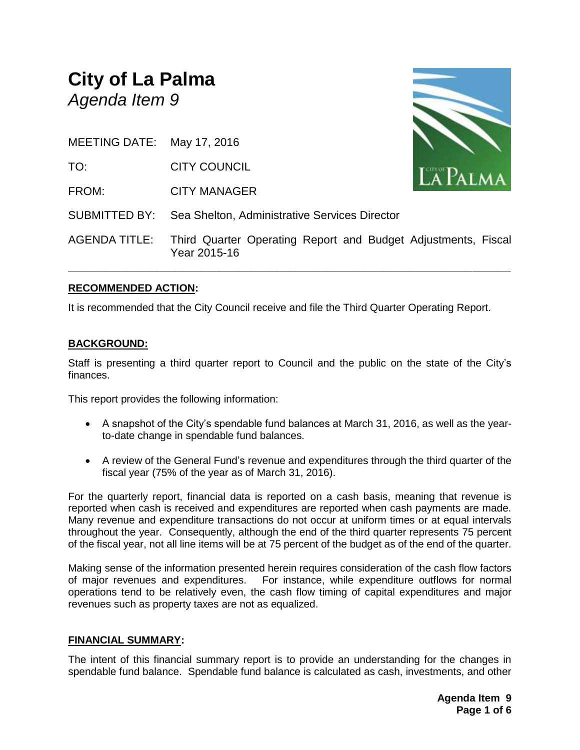# City of La Palma

*Agenda Item 9*

MEETING DATE: May 17, 2016

TO: CITY COUNCIL

FROM: CITY MANAGER

SUBMITTED BY: Sea Shelton, Administrative Services Director

AGENDA TITLE: Third Quarter Operating Report and Budget Adjustments, Fiscal Year 2015-16

---

**RECOMMENDED ACTION:**

It is recommended that the City Council receive and file the Third Quarter Operating Report.

**BACKGROUND:**

Staff is presenting a third quarter report to Council and the public on the state of the City's finances.

This report provides the following information:

- A snapshot of the City's spendable fund balances at March 31, 2016, as well as the year-to-date change in spendable fund balances.
- A review of the General Fund's revenue and expenditures through the third quarter of the fiscal year (75% of the year as of March 31, 2016).

For the quarterly report, financial data is reported on a cash basis, meaning that revenue is reported when cash is received and expenditures are reported when cash payments are made. Many revenue and expenditure transactions do not occur at uniform times or at equal intervals throughout the year. Consequently, although the end of the third quarter represents 75 percent of the fiscal year, not all line items will be at 75 percent of the budget as of the end of the quarter.

Making sense of the information presented herein requires consideration of the cash flow factors of major revenues and expenditures. For instance, while expenditure outflows for normal operations tend to be relatively even, the cash flow timing of capital expenditures and major revenues such as property taxes are not as equalized.

**FINANCIAL SUMMARY:**

The intent of this financial summary report is to provide an understanding for the changes in spendable fund balance. Spendable fund balance is calculated as cash, investments, and other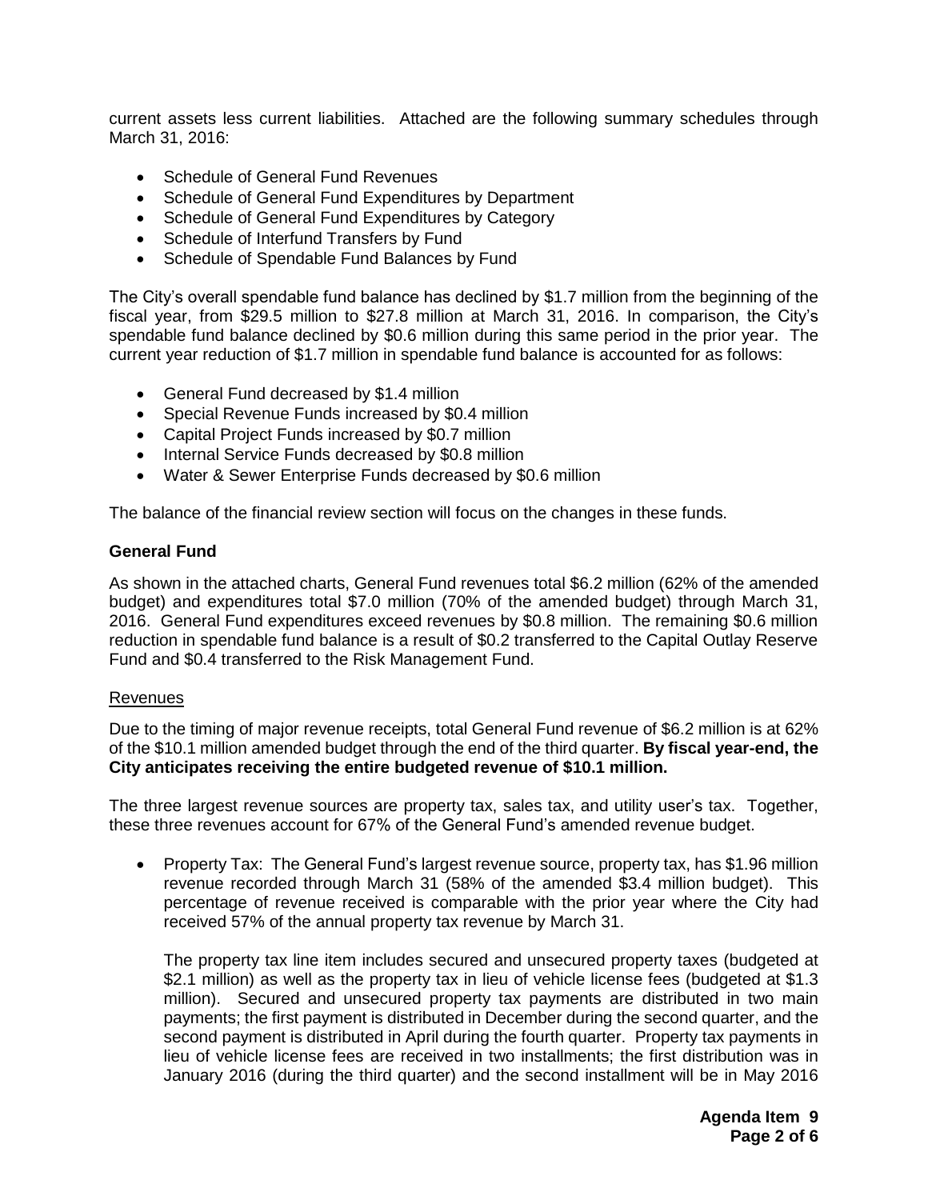current assets less current liabilities. Attached are the following summary schedules through March 31, 2016:

- Schedule of General Fund Revenues
- Schedule of General Fund Expenditures by Department
- Schedule of General Fund Expenditures by Category
- Schedule of Interfund Transfers by Fund
- Schedule of Spendable Fund Balances by Fund

The City's overall spendable fund balance has declined by $1.7 million from the beginning of the fiscal year, from $29.5 million to $27.8 million at March 31, 2016. In comparison, the City's spendable fund balance declined by $0.6 million during this same period in the prior year. The current year reduction of $1.7 million in spendable fund balance is accounted for as follows:

- General Fund decreased by $1.4 million
- Special Revenue Funds increased by $0.4 million
- Capital Project Funds increased by $0.7 million
- Internal Service Funds decreased by $0.8 million
- Water & Sewer Enterprise Funds decreased by $0.6 million

The balance of the financial review section will focus on the changes in these funds.

**General Fund**

As shown in the attached charts, General Fund revenues total $6.2 million (62% of the amended budget) and expenditures total $7.0 million (70% of the amended budget) through March 31, 2016. General Fund expenditures exceed revenues by $0.8 million. The remaining $0.6 million reduction in spendable fund balance is a result of $0.2 transferred to the Capital Outlay Reserve Fund and $0.4 transferred to the Risk Management Fund.

Revenues

Due to the timing of major revenue receipts, total General Fund revenue of $6.2 million is at 62% of the $10.1 million amended budget through the end of the third quarter. **By fiscal year-end, the City anticipates receiving the entire budgeted revenue of $10.1 million.**

The three largest revenue sources are property tax, sales tax, and utility user's tax. Together, these three revenues account for 67% of the General Fund's amended revenue budget.

- Property Tax: The General Fund's largest revenue source, property tax, has $1.96 million revenue recorded through March 31 (58% of the amended $3.4 million budget). This percentage of revenue received is comparable with the prior year where the City had received 57% of the annual property tax revenue by March 31.

  The property tax line item includes secured and unsecured property taxes (budgeted at $2.1 million) as well as the property tax in lieu of vehicle license fees (budgeted at $1.3 million). Secured and unsecured property tax payments are distributed in two main payments; the first payment is distributed in December during the second quarter, and the second payment is distributed in April during the fourth quarter. Property tax payments in lieu of vehicle license fees are received in two installments; the first distribution was in January 2016 (during the third quarter) and the second installment will be in May 2016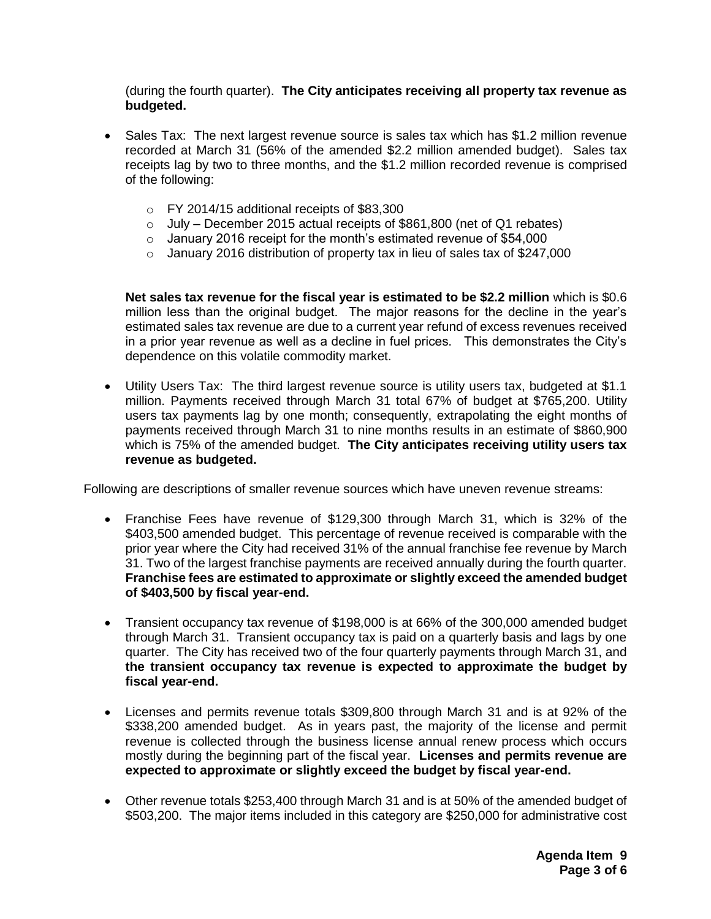(during the fourth quarter). **The City anticipates receiving all property tax revenue as budgeted.**

- Sales Tax: The next largest revenue source is sales tax which has $1.2 million revenue recorded at March 31 (56% of the amended $2.2 million amended budget). Sales tax receipts lag by two to three months, and the $1.2 million recorded revenue is comprised of the following:
  - FY 2014/15 additional receipts of $83,300
  - July – December 2015 actual receipts of $861,800 (net of Q1 rebates)
  - January 2016 receipt for the month's estimated revenue of $54,000
  - January 2016 distribution of property tax in lieu of sales tax of $247,000

  **Net sales tax revenue for the fiscal year is estimated to be $2.2 million** which is $0.6 million less than the original budget. The major reasons for the decline in the year's estimated sales tax revenue are due to a current year refund of excess revenues received in a prior year revenue as well as a decline in fuel prices. This demonstrates the City's dependence on this volatile commodity market.

- Utility Users Tax: The third largest revenue source is utility users tax, budgeted at $1.1 million. Payments received through March 31 total 67% of budget at $765,200. Utility users tax payments lag by one month; consequently, extrapolating the eight months of payments received through March 31 to nine months results in an estimate of $860,900 which is 75% of the amended budget. **The City anticipates receiving utility users tax revenue as budgeted.**

Following are descriptions of smaller revenue sources which have uneven revenue streams:

- Franchise Fees have revenue of $129,300 through March 31, which is 32% of the $403,500 amended budget. This percentage of revenue received is comparable with the prior year where the City had received 31% of the annual franchise fee revenue by March 31. Two of the largest franchise payments are received annually during the fourth quarter. **Franchise fees are estimated to approximate or slightly exceed the amended budget of $403,500 by fiscal year-end.**

- Transient occupancy tax revenue of $198,000 is at 66% of the 300,000 amended budget through March 31. Transient occupancy tax is paid on a quarterly basis and lags by one quarter. The City has received two of the four quarterly payments through March 31, and **the transient occupancy tax revenue is expected to approximate the budget by fiscal year-end.**

- Licenses and permits revenue totals $309,800 through March 31 and is at 92% of the $338,200 amended budget. As in years past, the majority of the license and permit revenue is collected through the business license annual renew process which occurs mostly during the beginning part of the fiscal year. **Licenses and permits revenue are expected to approximate or slightly exceed the budget by fiscal year-end.**

- Other revenue totals $253,400 through March 31 and is at 50% of the amended budget of $503,200. The major items included in this category are $250,000 for administrative cost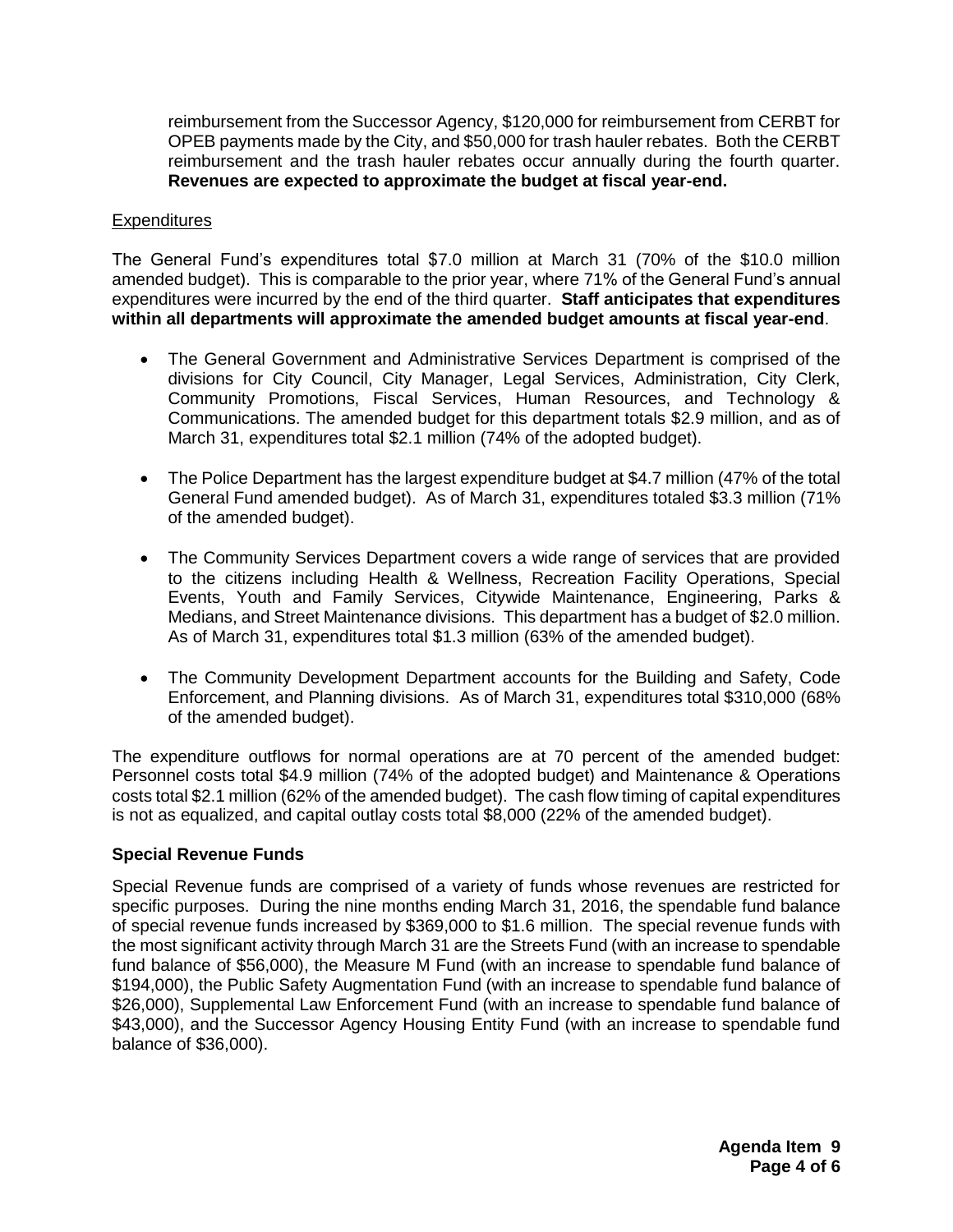reimbursement from the Successor Agency, $120,000 for reimbursement from CERBT for OPEB payments made by the City, and $50,000 for trash hauler rebates. Both the CERBT reimbursement and the trash hauler rebates occur annually during the fourth quarter. **Revenues are expected to approximate the budget at fiscal year-end.**

Expenditures

The General Fund's expenditures total $7.0 million at March 31 (70% of the $10.0 million amended budget). This is comparable to the prior year, where 71% of the General Fund's annual expenditures were incurred by the end of the third quarter. **Staff anticipates that expenditures within all departments will approximate the amended budget amounts at fiscal year-end**.

- The General Government and Administrative Services Department is comprised of the divisions for City Council, City Manager, Legal Services, Administration, City Clerk, Community Promotions, Fiscal Services, Human Resources, and Technology & Communications. The amended budget for this department totals $2.9 million, and as of March 31, expenditures total $2.1 million (74% of the adopted budget).

- The Police Department has the largest expenditure budget at $4.7 million (47% of the total General Fund amended budget). As of March 31, expenditures totaled $3.3 million (71% of the amended budget).

- The Community Services Department covers a wide range of services that are provided to the citizens including Health & Wellness, Recreation Facility Operations, Special Events, Youth and Family Services, Citywide Maintenance, Engineering, Parks & Medians, and Street Maintenance divisions. This department has a budget of $2.0 million. As of March 31, expenditures total $1.3 million (63% of the amended budget).

- The Community Development Department accounts for the Building and Safety, Code Enforcement, and Planning divisions. As of March 31, expenditures total $310,000 (68% of the amended budget).

The expenditure outflows for normal operations are at 70 percent of the amended budget: Personnel costs total $4.9 million (74% of the adopted budget) and Maintenance & Operations costs total $2.1 million (62% of the amended budget). The cash flow timing of capital expenditures is not as equalized, and capital outlay costs total $8,000 (22% of the amended budget).

**Special Revenue Funds**

Special Revenue funds are comprised of a variety of funds whose revenues are restricted for specific purposes. During the nine months ending March 31, 2016, the spendable fund balance of special revenue funds increased by $369,000 to $1.6 million. The special revenue funds with the most significant activity through March 31 are the Streets Fund (with an increase to spendable fund balance of $56,000), the Measure M Fund (with an increase to spendable fund balance of $194,000), the Public Safety Augmentation Fund (with an increase to spendable fund balance of $26,000), Supplemental Law Enforcement Fund (with an increase to spendable fund balance of $43,000), and the Successor Agency Housing Entity Fund (with an increase to spendable fund balance of $36,000).

**Agenda Item 9**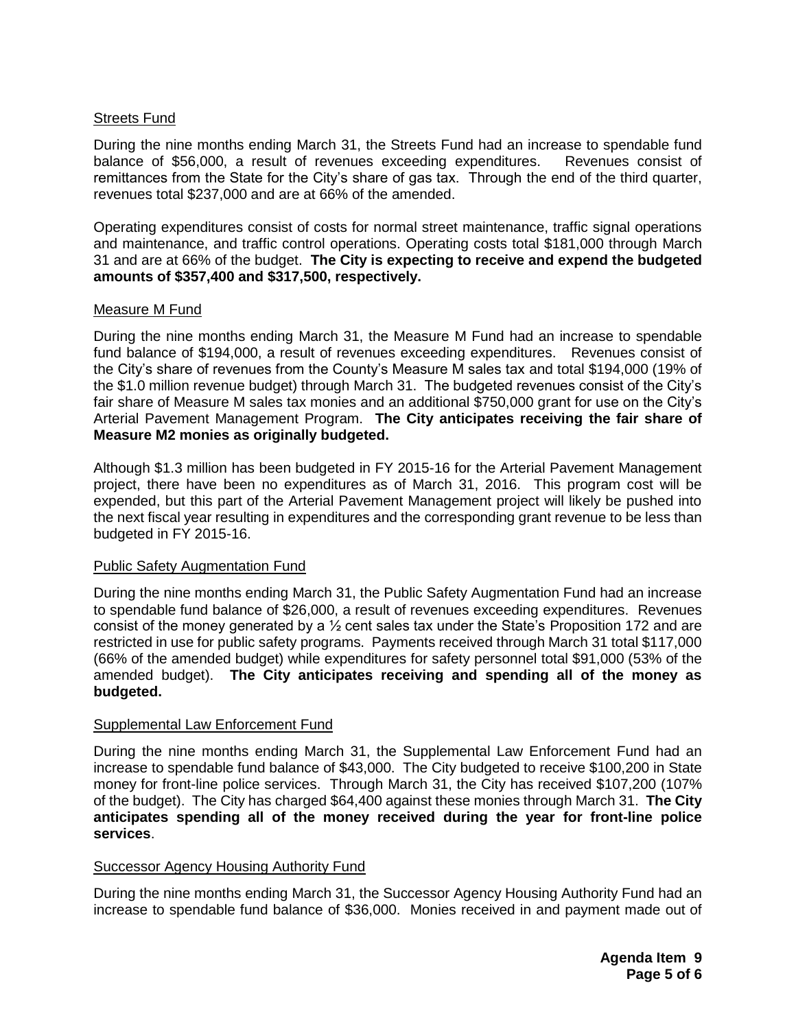Streets Fund

During the nine months ending March 31, the Streets Fund had an increase to spendable fund balance of $56,000, a result of revenues exceeding expenditures. Revenues consist of remittances from the State for the City's share of gas tax. Through the end of the third quarter, revenues total $237,000 and are at 66% of the amended.

Operating expenditures consist of costs for normal street maintenance, traffic signal operations and maintenance, and traffic control operations. Operating costs total $181,000 through March 31 and are at 66% of the budget. **The City is expecting to receive and expend the budgeted amounts of $357,400 and $317,500, respectively.**

Measure M Fund

During the nine months ending March 31, the Measure M Fund had an increase to spendable fund balance of $194,000, a result of revenues exceeding expenditures. Revenues consist of the City's share of revenues from the County's Measure M sales tax and total $194,000 (19% of the $1.0 million revenue budget) through March 31. The budgeted revenues consist of the City's fair share of Measure M sales tax monies and an additional $750,000 grant for use on the City's Arterial Pavement Management Program. **The City anticipates receiving the fair share of Measure M2 monies as originally budgeted.**

Although $1.3 million has been budgeted in FY 2015-16 for the Arterial Pavement Management project, there have been no expenditures as of March 31, 2016. This program cost will be expended, but this part of the Arterial Pavement Management project will likely be pushed into the next fiscal year resulting in expenditures and the corresponding grant revenue to be less than budgeted in FY 2015-16.

Public Safety Augmentation Fund

During the nine months ending March 31, the Public Safety Augmentation Fund had an increase to spendable fund balance of $26,000, a result of revenues exceeding expenditures. Revenues consist of the money generated by a ½ cent sales tax under the State's Proposition 172 and are restricted in use for public safety programs. Payments received through March 31 total $117,000 (66% of the amended budget) while expenditures for safety personnel total $91,000 (53% of the amended budget). **The City anticipates receiving and spending all of the money as budgeted.**

Supplemental Law Enforcement Fund

During the nine months ending March 31, the Supplemental Law Enforcement Fund had an increase to spendable fund balance of $43,000. The City budgeted to receive $100,200 in State money for front-line police services. Through March 31, the City has received $107,200 (107% of the budget). The City has charged $64,400 against these monies through March 31. **The City anticipates spending all of the money received during the year for front-line police services**.

Successor Agency Housing Authority Fund

During the nine months ending March 31, the Successor Agency Housing Authority Fund had an increase to spendable fund balance of $36,000. Monies received in and payment made out of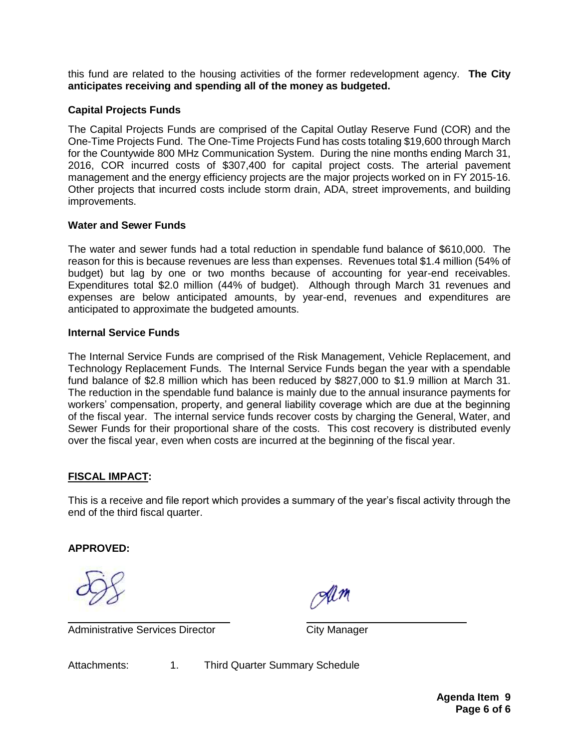this fund are related to the housing activities of the former redevelopment agency. **The City anticipates receiving and spending all of the money as budgeted.**

### Capital Projects Funds

The Capital Projects Funds are comprised of the Capital Outlay Reserve Fund (COR) and the One-Time Projects Fund. The One-Time Projects Fund has costs totaling $19,600 through March for the Countywide 800 MHz Communication System. During the nine months ending March 31, 2016, COR incurred costs of $307,400 for capital project costs. The arterial pavement management and the energy efficiency projects are the major projects worked on in FY 2015-16. Other projects that incurred costs include storm drain, ADA, street improvements, and building improvements.

### Water and Sewer Funds

The water and sewer funds had a total reduction in spendable fund balance of $610,000. The reason for this is because revenues are less than expenses. Revenues total $1.4 million (54% of budget) but lag by one or two months because of accounting for year-end receivables. Expenditures total $2.0 million (44% of budget). Although through March 31 revenues and expenses are below anticipated amounts, by year-end, revenues and expenditures are anticipated to approximate the budgeted amounts.

### Internal Service Funds

The Internal Service Funds are comprised of the Risk Management, Vehicle Replacement, and Technology Replacement Funds. The Internal Service Funds began the year with a spendable fund balance of $2.8 million which has been reduced by $827,000 to $1.9 million at March 31. The reduction in the spendable fund balance is mainly due to the annual insurance payments for workers' compensation, property, and general liability coverage which are due at the beginning of the fiscal year. The internal service funds recover costs by charging the General, Water, and Sewer Funds for their proportional share of the costs. This cost recovery is distributed evenly over the fiscal year, even when costs are incurred at the beginning of the fiscal year.

## FISCAL IMPACT:

This is a receive and file report which provides a summary of the year's fiscal activity through the end of the third fiscal quarter.

**APPROVED:**

Administrative Services Director

City Manager

Attachments: 1. Third Quarter Summary Schedule

**Agenda Item 9**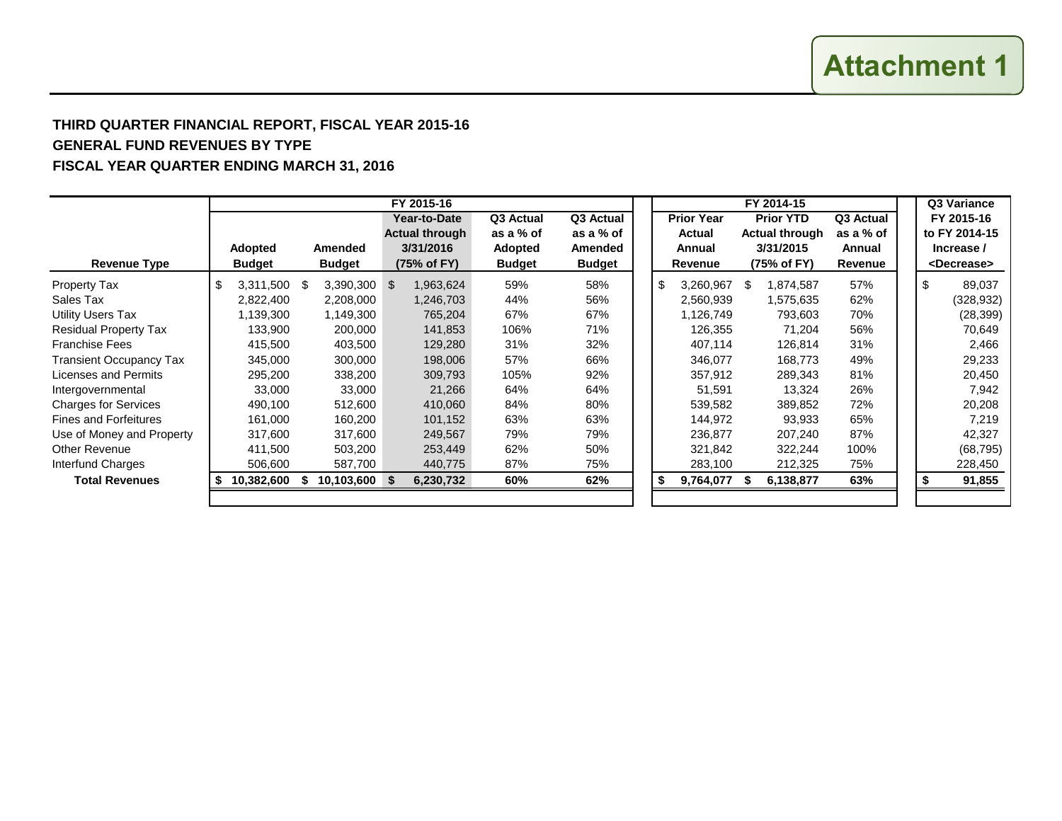# Attachment 1

## THIRD QUARTER FINANCIAL REPORT, FISCAL YEAR 2015-16
## GENERAL FUND REVENUES BY TYPE
## FISCAL YEAR QUARTER ENDING MARCH 31, 2016

| | FY 2015-16 | | | | | FY 2014-15 | | | Q3 Variance |
|---|---|---|---|---|---|---|---|---|---|
| Revenue Type | Adopted Budget | Amended Budget | Year-to-Date Actual through 3/31/2016 (75% of FY) | Q3 Actual as a % of Adopted Budget | Q3 Actual as a % of Amended Budget | Prior Year Actual Annual Revenue | Prior YTD Actual through 3/31/2015 (75% of FY) | Q3 Actual as a % of Annual Revenue | FY 2015-16 to FY 2014-15 Increase / <Decrease> |
| Property Tax | $ 3,311,500 | $ 3,390,300 | $ 1,963,624 | 59% | 58% | $ 3,260,967 | $ 1,874,587 | 57% | $ 89,037 |
| Sales Tax | 2,822,400 | 2,208,000 | 1,246,703 | 44% | 56% | 2,560,939 | 1,575,635 | 62% | (328,932) |
| Utility Users Tax | 1,139,300 | 1,149,300 | 765,204 | 67% | 67% | 1,126,749 | 793,603 | 70% | (28,399) |
| Residual Property Tax | 133,900 | 200,000 | 141,853 | 106% | 71% | 126,355 | 71,204 | 56% | 70,649 |
| Franchise Fees | 415,500 | 403,500 | 129,280 | 31% | 32% | 407,114 | 126,814 | 31% | 2,466 |
| Transient Occupancy Tax | 345,000 | 300,000 | 198,006 | 57% | 66% | 346,077 | 168,773 | 49% | 29,233 |
| Licenses and Permits | 295,200 | 338,200 | 309,793 | 105% | 92% | 357,912 | 289,343 | 81% | 20,450 |
| Intergovernmental | 33,000 | 33,000 | 21,266 | 64% | 64% | 51,591 | 13,324 | 26% | 7,942 |
| Charges for Services | 490,100 | 512,600 | 410,060 | 84% | 80% | 539,582 | 389,852 | 72% | 20,208 |
| Fines and Forfeitures | 161,000 | 160,200 | 101,152 | 63% | 63% | 144,972 | 93,933 | 65% | 7,219 |
| Use of Money and Property | 317,600 | 317,600 | 249,567 | 79% | 79% | 236,877 | 207,240 | 87% | 42,327 |
| Other Revenue | 411,500 | 503,200 | 253,449 | 62% | 50% | 321,842 | 322,244 | 100% | (68,795) |
| Interfund Charges | 506,600 | 587,700 | 440,775 | 87% | 75% | 283,100 | 212,325 | 75% | 228,450 |
| **Total Revenues** | **$ 10,382,600** | **$ 10,103,600** | **$ 6,230,732** | **60%** | **62%** | **$ 9,764,077** | **$ 6,138,877** | **63%** | **$ 91,855** |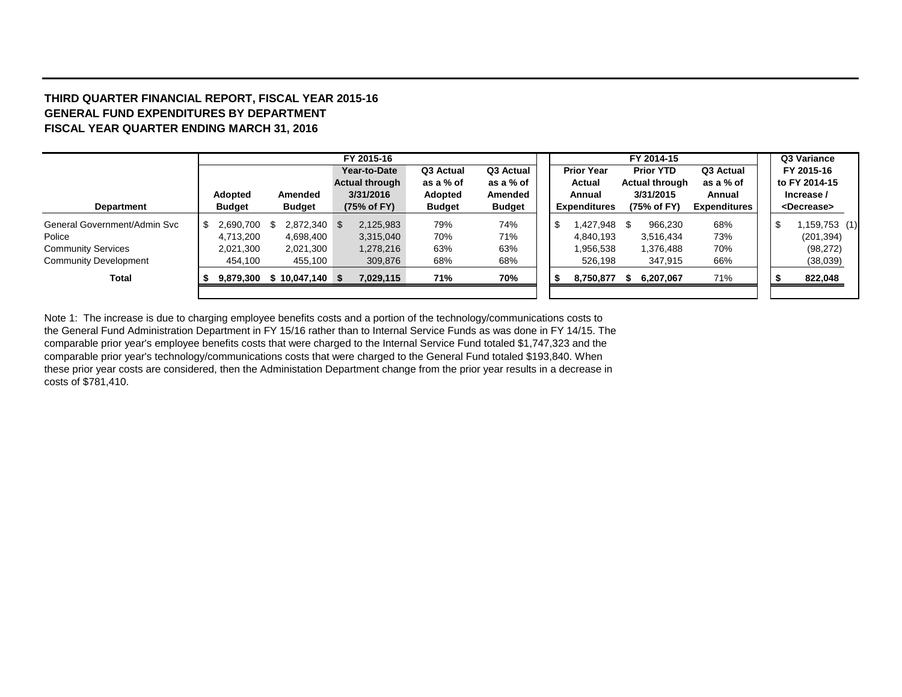**THIRD QUARTER FINANCIAL REPORT, FISCAL YEAR 2015-16**
**GENERAL FUND EXPENDITURES BY DEPARTMENT**
**FISCAL YEAR QUARTER ENDING MARCH 31, 2016**

| | FY 2015-16 | | | | | FY 2014-15 | | | Q3 Variance |
|---|---|---|---|---|---|---|---|---|---|
| **Department** | **Adopted Budget** | **Amended Budget** | **Year-to-Date Actual through 3/31/2016 (75% of FY)** | **Q3 Actual as a % of Adopted Budget** | **Q3 Actual as a % of Amended Budget** | **Prior Year Actual Annual Expenditures** | **Prior YTD Actual through 3/31/2015 (75% of FY)** | **Q3 Actual as a % of Annual Expenditures** | **FY 2015-16 to FY 2014-15 Increase / <Decrease>** |
| General Government/Admin Svc | $ 2,690,700 | $ 2,872,340 | $ 2,125,983 | 79% | 74% | $ 1,427,948 | $ 966,230 | 68% | $ 1,159,753 (1) |
| Police | 4,713,200 | 4,698,400 | 3,315,040 | 70% | 71% | 4,840,193 | 3,516,434 | 73% | (201,394) |
| Community Services | 2,021,300 | 2,021,300 | 1,278,216 | 63% | 63% | 1,956,538 | 1,376,488 | 70% | (98,272) |
| Community Development | 454,100 | 455,100 | 309,876 | 68% | 68% | 526,198 | 347,915 | 66% | (38,039) |
| **Total** | **$ 9,879,300** | **$ 10,047,140** | **$ 7,029,115** | **71%** | **70%** | **$ 8,750,877** | **$ 6,207,067** | 71% | **$ 822,048** |

Note 1: The increase is due to charging employee benefits costs and a portion of the technology/communications costs to the General Fund Administration Department in FY 15/16 rather than to Internal Service Funds as was done in FY 14/15. The comparable prior year's employee benefits costs that were charged to the Internal Service Fund totaled $1,747,323 and the comparable prior year's technology/communications costs that were charged to the General Fund totaled $193,840. When these prior year costs are considered, then the Administation Department change from the prior year results in a decrease in costs of $781,410.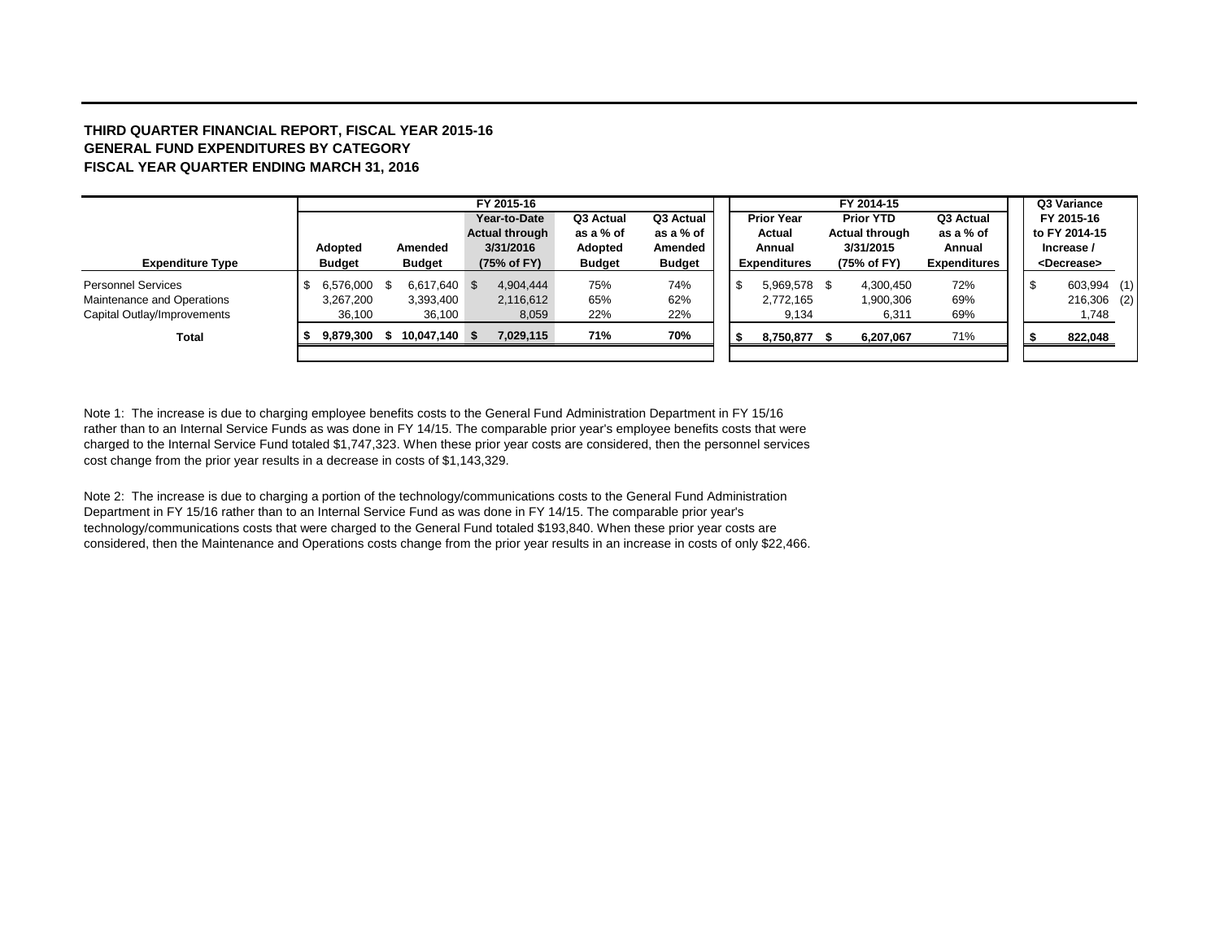**THIRD QUARTER FINANCIAL REPORT, FISCAL YEAR 2015-16**
**GENERAL FUND EXPENDITURES BY CATEGORY**
**FISCAL YEAR QUARTER ENDING MARCH 31, 2016**

| Expenditure Type | FY 2015-16 Adopted Budget | FY 2015-16 Amended Budget | FY 2015-16 Year-to-Date Actual through 3/31/2016 (75% of FY) | FY 2015-16 Q3 Actual as a % of Adopted Budget | FY 2015-16 Q3 Actual as a % of Amended Budget | FY 2014-15 Prior Year Actual Annual Expenditures | FY 2014-15 Prior YTD Actual through 3/31/2015 (75% of FY) | FY 2014-15 Q3 Actual as a % of Annual Expenditures | Q3 Variance FY 2015-16 to FY 2014-15 Increase / <Decrease> |
|---|---|---|---|---|---|---|---|---|---|
| Personnel Services | $ 6,576,000 | $ 6,617,640 | $ 4,904,444 | 75% | 74% | $ 5,969,578 | $ 4,300,450 | 72% | $ 603,994 (1) |
| Maintenance and Operations | 3,267,200 | 3,393,400 | 2,116,612 | 65% | 62% | 2,772,165 | 1,900,306 | 69% | 216,306 (2) |
| Capital Outlay/Improvements | 36,100 | 36,100 | 8,059 | 22% | 22% | 9,134 | 6,311 | 69% | 1,748 |
| **Total** | **$ 9,879,300** | **$ 10,047,140** | **$ 7,029,115** | **71%** | **70%** | **$ 8,750,877** | **$ 6,207,067** | 71% | **$ 822,048** |

Note 1: The increase is due to charging employee benefits costs to the General Fund Administration Department in FY 15/16 rather than to an Internal Service Funds as was done in FY 14/15. The comparable prior year's employee benefits costs that were charged to the Internal Service Fund totaled $1,747,323. When these prior year costs are considered, then the personnel services cost change from the prior year results in a decrease in costs of $1,143,329.

Note 2: The increase is due to charging a portion of the technology/communications costs to the General Fund Administration Department in FY 15/16 rather than to an Internal Service Fund as was done in FY 14/15. The comparable prior year's technology/communications costs that were charged to the General Fund totaled $193,840. When these prior year costs are considered, then the Maintenance and Operations costs change from the prior year results in an increase in costs of only $22,466.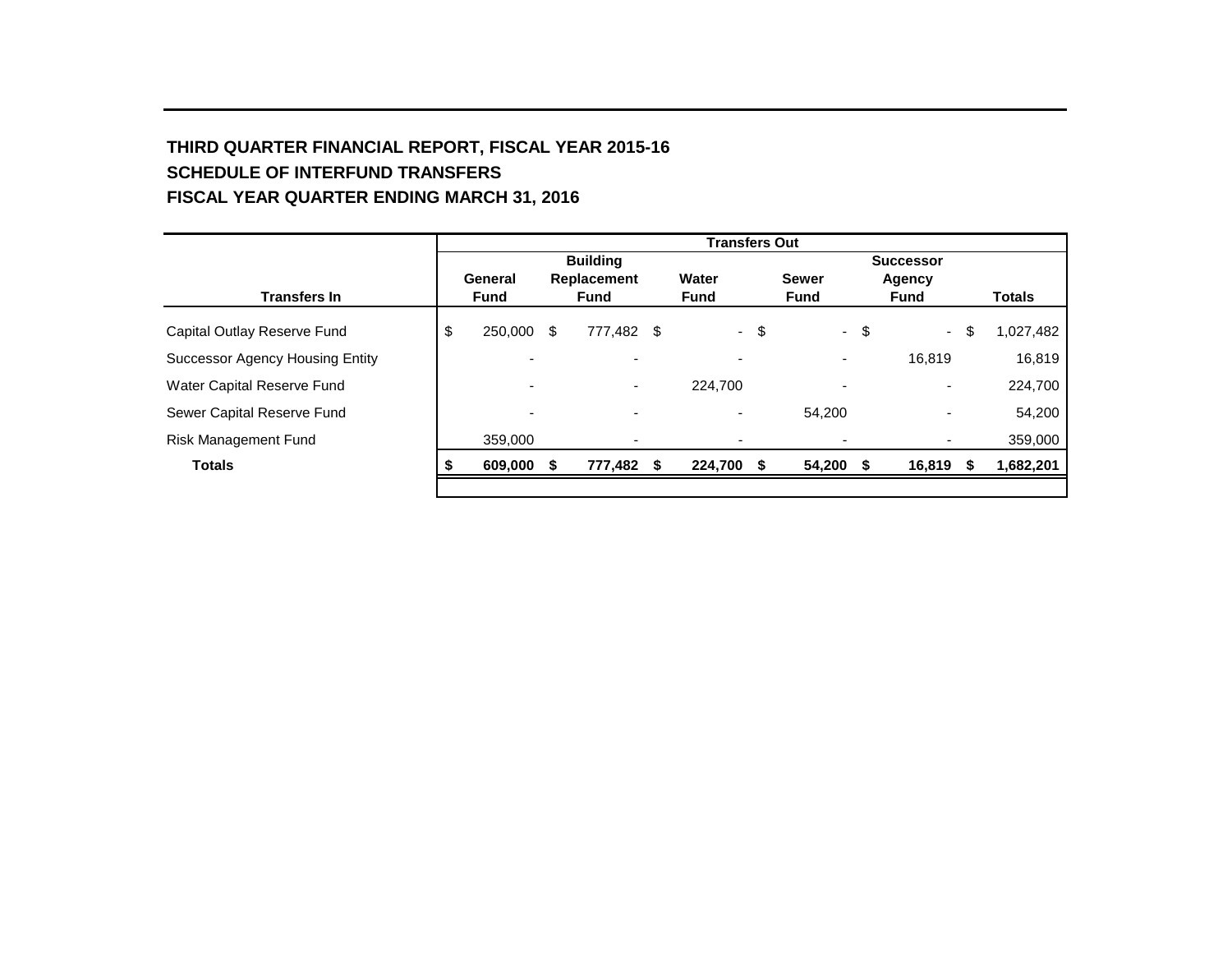# THIRD QUARTER FINANCIAL REPORT, FISCAL YEAR 2015-16
## SCHEDULE OF INTERFUND TRANSFERS
## FISCAL YEAR QUARTER ENDING MARCH 31, 2016

| Transfers In | Transfers Out | | | | | |
|---|---|---|---|---|---|---|
| | General Fund | Building Replacement Fund | Water Fund | Sewer Fund | Successor Agency Fund | Totals |
| Capital Outlay Reserve Fund | $ 250,000 | $ 777,482 | $ - | $ - | $ - | $ 1,027,482 |
| Successor Agency Housing Entity | - | - | - | - | 16,819 | 16,819 |
| Water Capital Reserve Fund | - | - | 224,700 | - | - | 224,700 |
| Sewer Capital Reserve Fund | - | - | - | 54,200 | - | 54,200 |
| Risk Management Fund | 359,000 | - | - | - | - | 359,000 |
| **Totals** | **$ 609,000** | **$ 777,482** | **$ 224,700** | **$ 54,200** | **$ 16,819** | **$ 1,682,201** |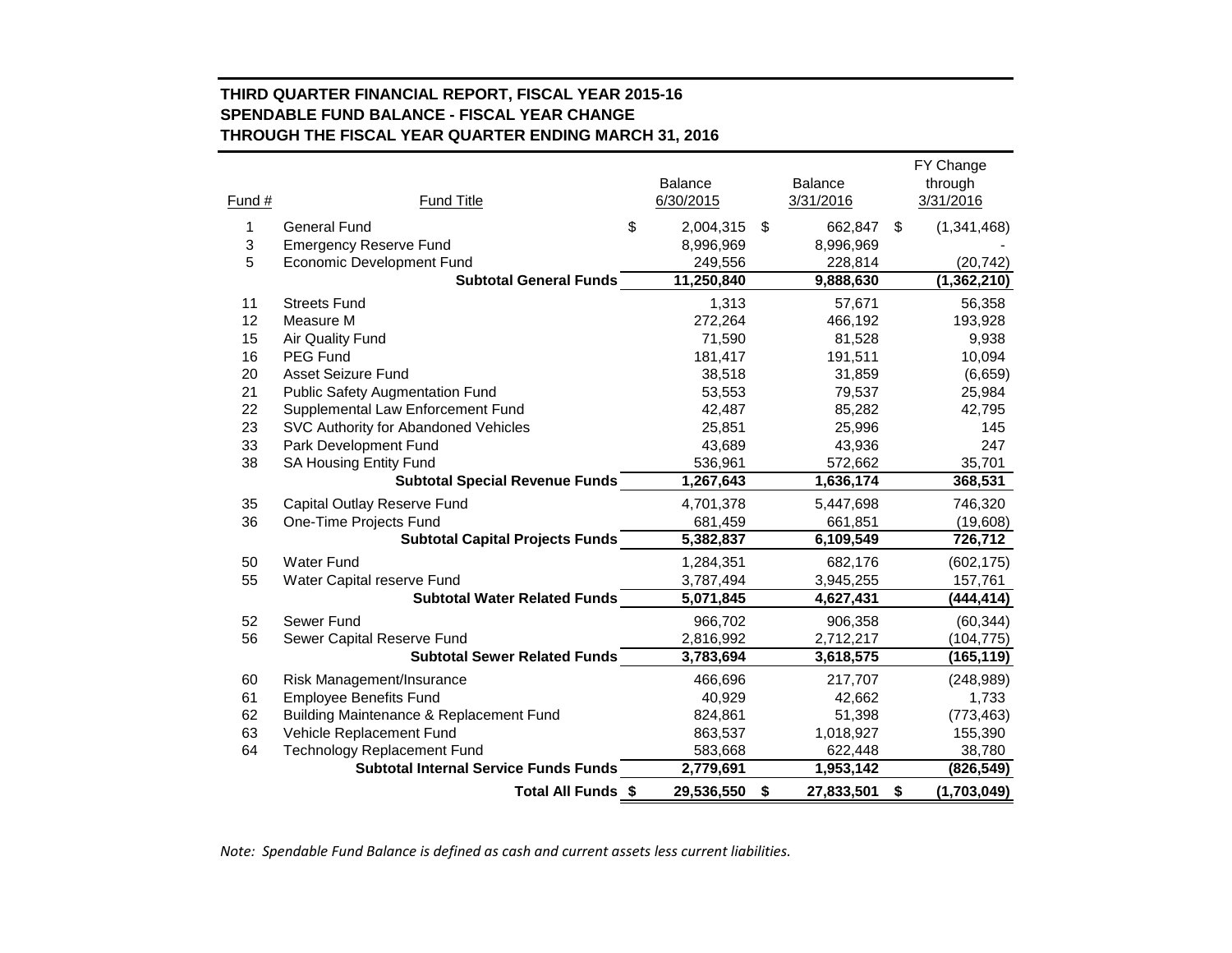**THIRD QUARTER FINANCIAL REPORT, FISCAL YEAR 2015-16**
**SPENDABLE FUND BALANCE - FISCAL YEAR CHANGE**
**THROUGH THE FISCAL YEAR QUARTER ENDING MARCH 31, 2016**

| Fund # | Fund Title | Balance 6/30/2015 | Balance 3/31/2016 | FY Change through 3/31/2016 |
|---|---|---|---|---|
| 1 | General Fund | $ 2,004,315 | $ 662,847 | $ (1,341,468) |
| 3 | Emergency Reserve Fund | 8,996,969 | 8,996,969 | - |
| 5 | Economic Development Fund | 249,556 | 228,814 | (20,742) |
| | **Subtotal General Funds** | **11,250,840** | **9,888,630** | **(1,362,210)** |
| 11 | Streets Fund | 1,313 | 57,671 | 56,358 |
| 12 | Measure M | 272,264 | 466,192 | 193,928 |
| 15 | Air Quality Fund | 71,590 | 81,528 | 9,938 |
| 16 | PEG Fund | 181,417 | 191,511 | 10,094 |
| 20 | Asset Seizure Fund | 38,518 | 31,859 | (6,659) |
| 21 | Public Safety Augmentation Fund | 53,553 | 79,537 | 25,984 |
| 22 | Supplemental Law Enforcement Fund | 42,487 | 85,282 | 42,795 |
| 23 | SVC Authority for Abandoned Vehicles | 25,851 | 25,996 | 145 |
| 33 | Park Development Fund | 43,689 | 43,936 | 247 |
| 38 | SA Housing Entity Fund | 536,961 | 572,662 | 35,701 |
| | **Subtotal Special Revenue Funds** | **1,267,643** | **1,636,174** | **368,531** |
| 35 | Capital Outlay Reserve Fund | 4,701,378 | 5,447,698 | 746,320 |
| 36 | One-Time Projects Fund | 681,459 | 661,851 | (19,608) |
| | **Subtotal Capital Projects Funds** | **5,382,837** | **6,109,549** | **726,712** |
| 50 | Water Fund | 1,284,351 | 682,176 | (602,175) |
| 55 | Water Capital reserve Fund | 3,787,494 | 3,945,255 | 157,761 |
| | **Subtotal Water Related Funds** | **5,071,845** | **4,627,431** | **(444,414)** |
| 52 | Sewer Fund | 966,702 | 906,358 | (60,344) |
| 56 | Sewer Capital Reserve Fund | 2,816,992 | 2,712,217 | (104,775) |
| | **Subtotal Sewer Related Funds** | **3,783,694** | **3,618,575** | **(165,119)** |
| 60 | Risk Management/Insurance | 466,696 | 217,707 | (248,989) |
| 61 | Employee Benefits Fund | 40,929 | 42,662 | 1,733 |
| 62 | Building Maintenance & Replacement Fund | 824,861 | 51,398 | (773,463) |
| 63 | Vehicle Replacement Fund | 863,537 | 1,018,927 | 155,390 |
| 64 | Technology Replacement Fund | 583,668 | 622,448 | 38,780 |
| | **Subtotal Internal Service Funds Funds** | **2,779,691** | **1,953,142** | **(826,549)** |
| | **Total All Funds** | **$ 29,536,550** | **$ 27,833,501** | **$ (1,703,049)** |

*Note: Spendable Fund Balance is defined as cash and current assets less current liabilities.*